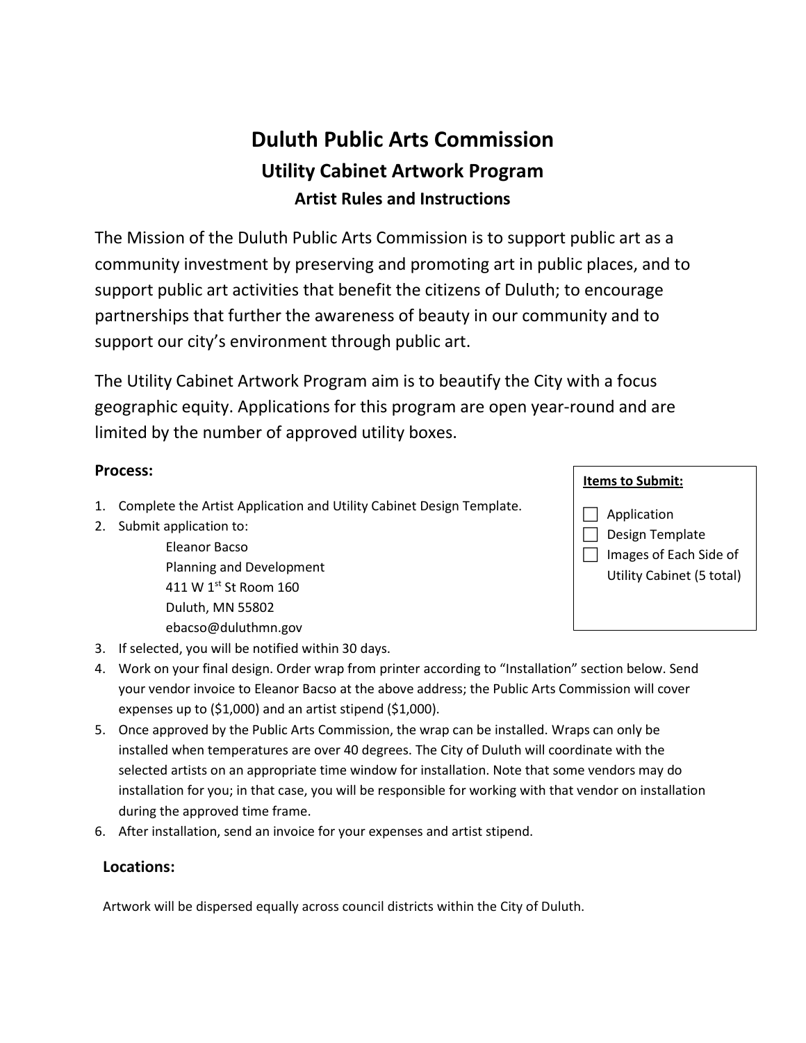# Duluth Public Arts Commission

## Utility Cabinet Artwork Program

### Artist Rules and Instructions

The Mission of the Duluth Public Arts Commission is to support public art as a community investment by preserving and promoting art in public places, and to support public art activities that benefit the citizens of Duluth; to encourage partnerships that further the awareness of beauty in our community and to support our city's environment through public art.

The Utility Cabinet Artwork Program aim is to beautify the City with a focus geographic equity. Applications for this program are open year-round and are limited by the number of approved utility boxes.

**Process:**

1. Complete the Artist Application and Utility Cabinet Design Template.
2. Submit application to:
   Eleanor Bacso
   Planning and Development
   411 W 1st St Room 160
   Duluth, MN 55802
   ebacso@duluthmn.gov
3. If selected, you will be notified within 30 days.
4. Work on your final design. Order wrap from printer according to "Installation" section below. Send your vendor invoice to Eleanor Bacso at the above address; the Public Arts Commission will cover expenses up to ($1,000) and an artist stipend ($1,000).
5. Once approved by the Public Arts Commission, the wrap can be installed. Wraps can only be installed when temperatures are over 40 degrees. The City of Duluth will coordinate with the selected artists on an appropriate time window for installation. Note that some vendors may do installation for you; in that case, you will be responsible for working with that vendor on installation during the approved time frame.
6. After installation, send an invoice for your expenses and artist stipend.

**Items to Submit:**

- [ ] Application
- [ ] Design Template
- [ ] Images of Each Side of Utility Cabinet (5 total)

**Locations:**

Artwork will be dispersed equally across council districts within the City of Duluth.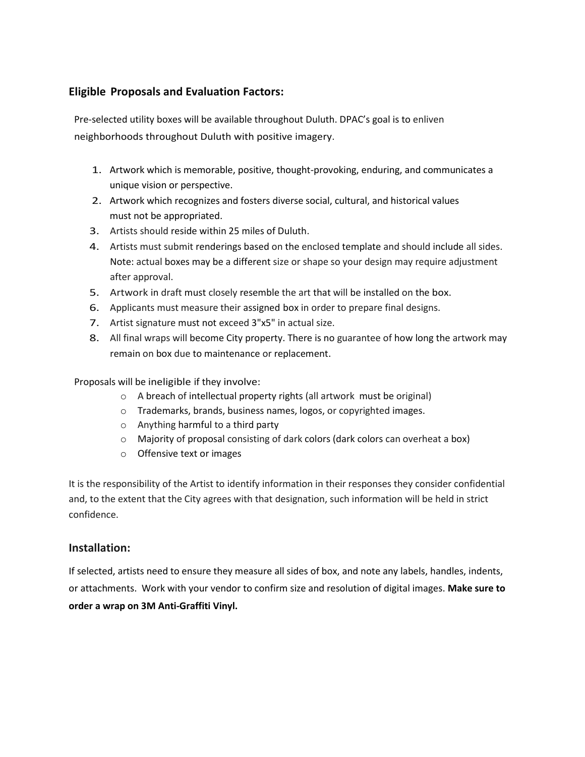## Eligible Proposals and Evaluation Factors:

Pre-selected utility boxes will be available throughout Duluth. DPAC's goal is to enliven neighborhoods throughout Duluth with positive imagery.

1. Artwork which is memorable, positive, thought-provoking, enduring, and communicates a unique vision or perspective.
2. Artwork which recognizes and fosters diverse social, cultural, and historical values must not be appropriated.
3. Artists should reside within 25 miles of Duluth.
4. Artists must submit renderings based on the enclosed template and should include all sides. Note: actual boxes may be a different size or shape so your design may require adjustment after approval.
5. Artwork in draft must closely resemble the art that will be installed on the box.
6. Applicants must measure their assigned box in order to prepare final designs.
7. Artist signature must not exceed 3"x5" in actual size.
8. All final wraps will become City property. There is no guarantee of how long the artwork may remain on box due to maintenance or replacement.

Proposals will be ineligible if they involve:

- A breach of intellectual property rights (all artwork must be original)
- Trademarks, brands, business names, logos, or copyrighted images.
- Anything harmful to a third party
- Majority of proposal consisting of dark colors (dark colors can overheat a box)
- Offensive text or images

It is the responsibility of the Artist to identify information in their responses they consider confidential and, to the extent that the City agrees with that designation, such information will be held in strict confidence.

## Installation:

If selected, artists need to ensure they measure all sides of box, and note any labels, handles, indents, or attachments. Work with your vendor to confirm size and resolution of digital images. **Make sure to order a wrap on 3M Anti-Graffiti Vinyl.**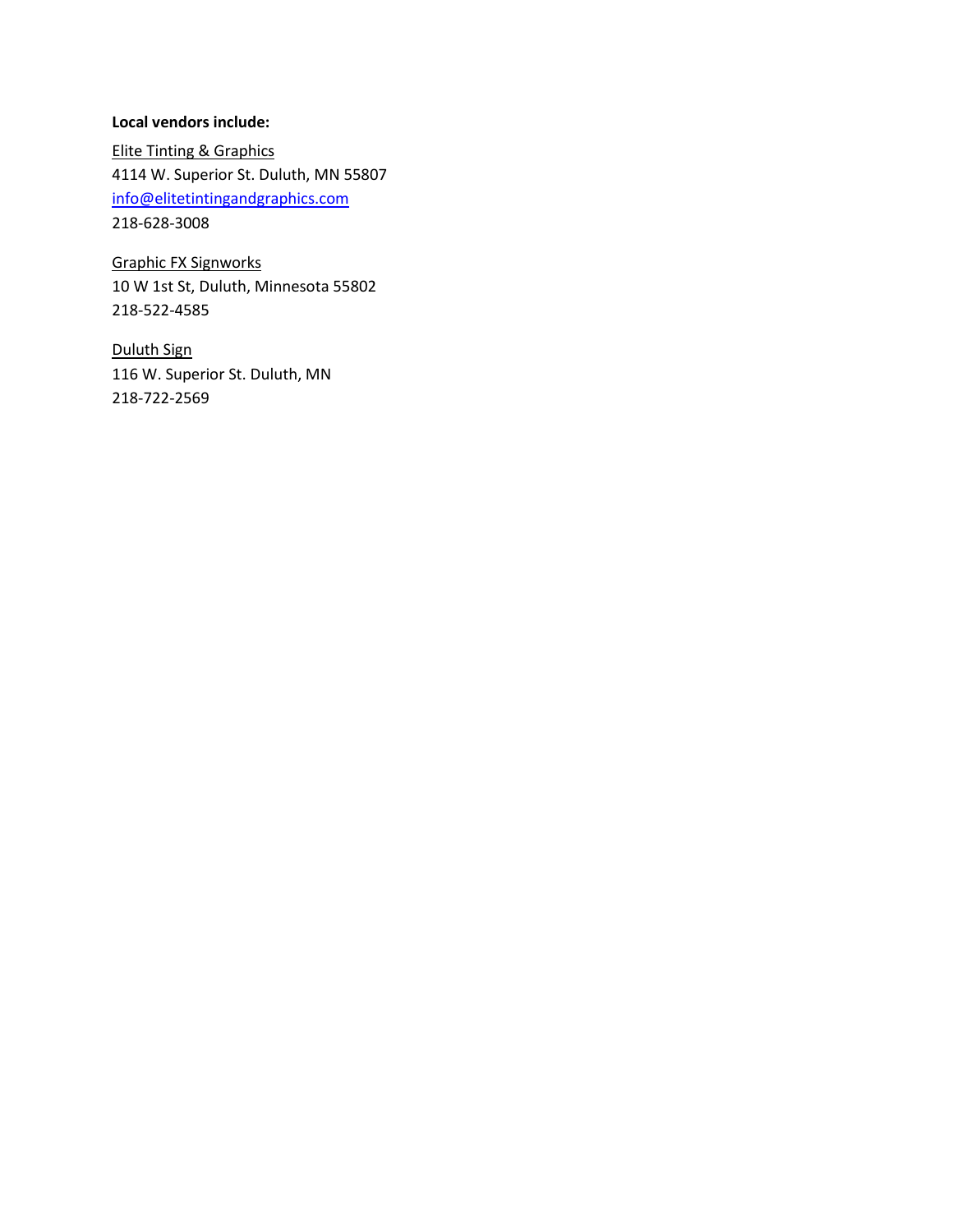**Local vendors include:**

Elite Tinting & Graphics
4114 W. Superior St. Duluth, MN 55807
info@elitetintingandgraphics.com
218-628-3008

Graphic FX Signworks
10 W 1st St, Duluth, Minnesota 55802
218-522-4585

Duluth Sign
116 W. Superior St. Duluth, MN
218-722-2569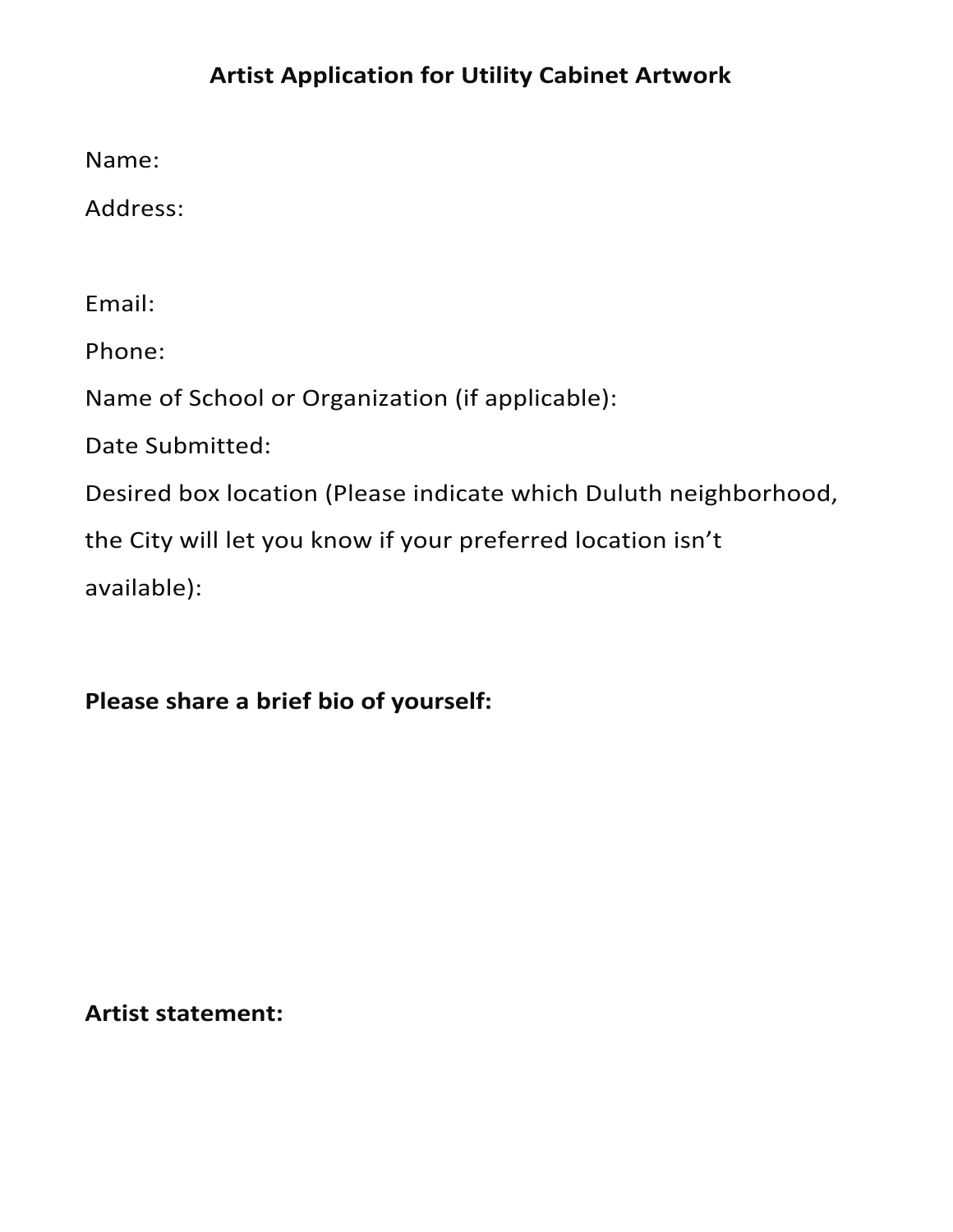# Artist Application for Utility Cabinet Artwork

Name:

Address:

Email:

Phone:

Name of School or Organization (if applicable):

Date Submitted:

Desired box location (Please indicate which Duluth neighborhood, the City will let you know if your preferred location isn't available):

**Please share a brief bio of yourself:**

**Artist statement:**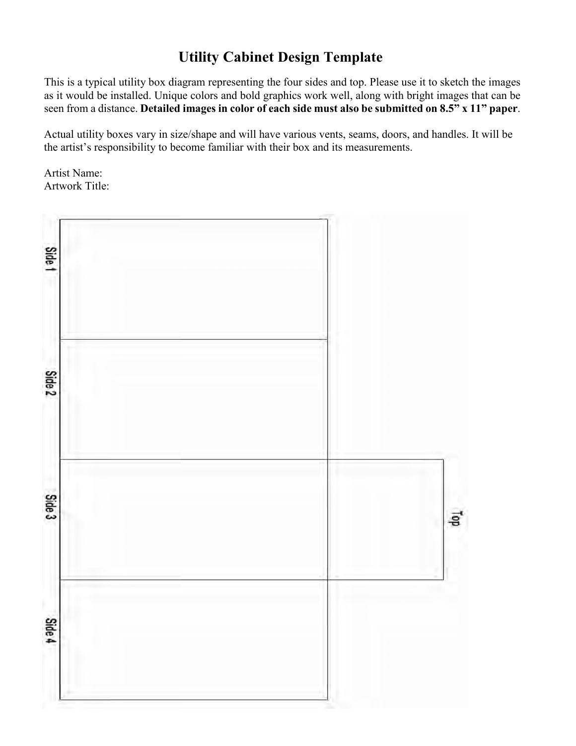# Utility Cabinet Design Template

This is a typical utility box diagram representing the four sides and top. Please use it to sketch the images as it would be installed. Unique colors and bold graphics work well, along with bright images that can be seen from a distance. **Detailed images in color of each side must also be submitted on 8.5” x 11” paper**.

Actual utility boxes vary in size/shape and will have various vents, seams, doors, and handles. It will be the artist’s responsibility to become familiar with their box and its measurements.

Artist Name:
Artwork Title:

Side 1

Side 2

Side 3

Top

Side 4